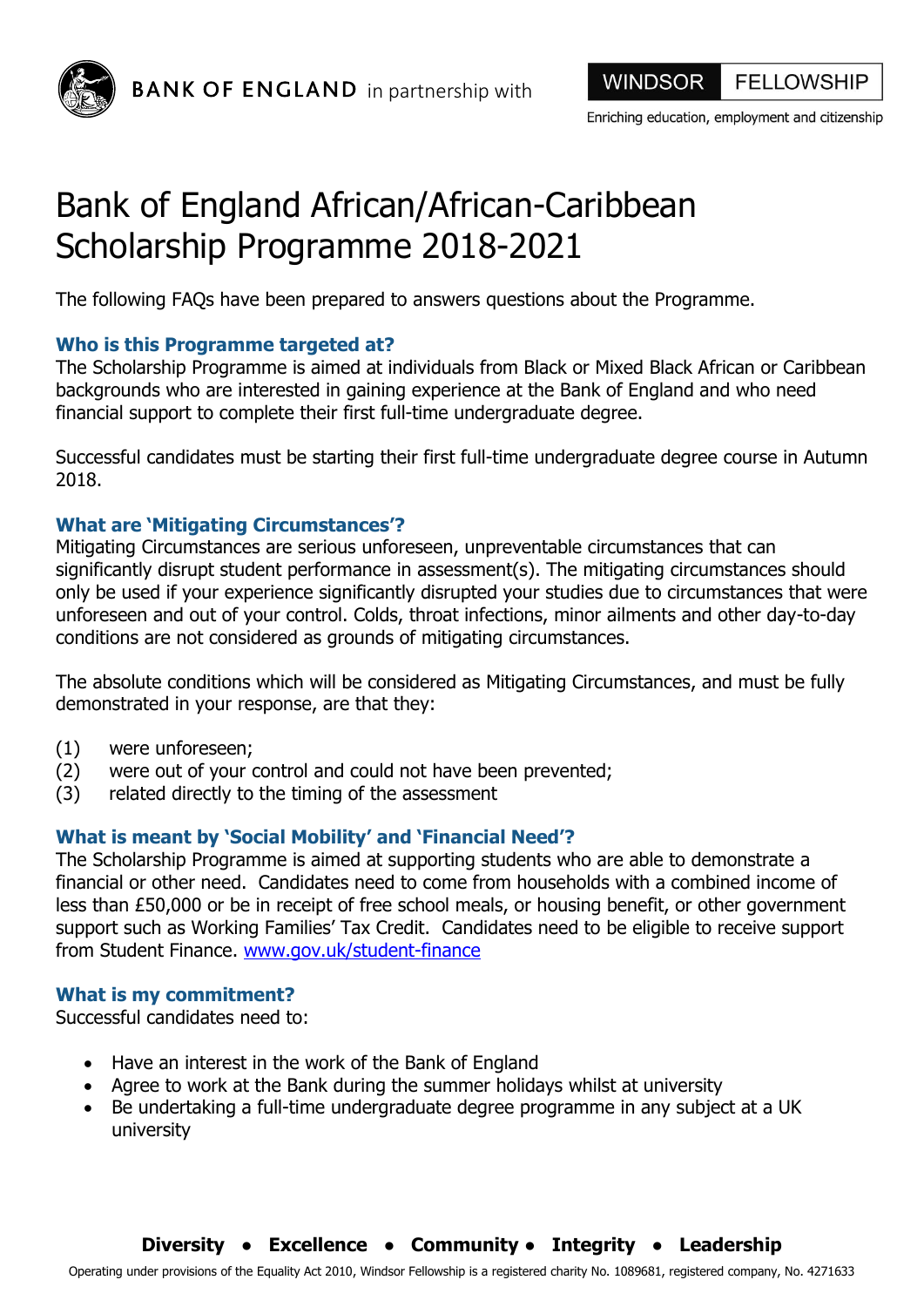BANK OF ENGLAND in partnership with

WINDSOR FELLOWSHIP

Enriching education, employment and citizenship

# Bank of England African/African-Caribbean Scholarship Programme 2018-2021

The following FAQs have been prepared to answers questions about the Programme.

### Who is this Programme targeted at?

The Scholarship Programme is aimed at individuals from Black or Mixed Black African or Caribbean backgrounds who are interested in gaining experience at the Bank of England and who need financial support to complete their first full-time undergraduate degree.

Successful candidates must be starting their first full-time undergraduate degree course in Autumn 2018.

### What are 'Mitigating Circumstances'?

Mitigating Circumstances are serious unforeseen, unpreventable circumstances that can significantly disrupt student performance in assessment(s). The mitigating circumstances should only be used if your experience significantly disrupted your studies due to circumstances that were unforeseen and out of your control. Colds, throat infections, minor ailments and other day-to-day conditions are not considered as grounds of mitigating circumstances.

The absolute conditions which will be considered as Mitigating Circumstances, and must be fully demonstrated in your response, are that they:

(1) were unforeseen;
(2) were out of your control and could not have been prevented;
(3) related directly to the timing of the assessment

### What is meant by 'Social Mobility' and 'Financial Need'?

The Scholarship Programme is aimed at supporting students who are able to demonstrate a financial or other need. Candidates need to come from households with a combined income of less than £50,000 or be in receipt of free school meals, or housing benefit, or other government support such as Working Families' Tax Credit. Candidates need to be eligible to receive support from Student Finance. [www.gov.uk/student-finance](www.gov.uk/student-finance)

### What is my commitment?

Successful candidates need to:

- Have an interest in the work of the Bank of England
- Agree to work at the Bank during the summer holidays whilst at university
- Be undertaking a full-time undergraduate degree programme in any subject at a UK university

**Diversity • Excellence • Community • Integrity • Leadership**

Operating under provisions of the Equality Act 2010, Windsor Fellowship is a registered charity No. 1089681, registered company, No. 4271633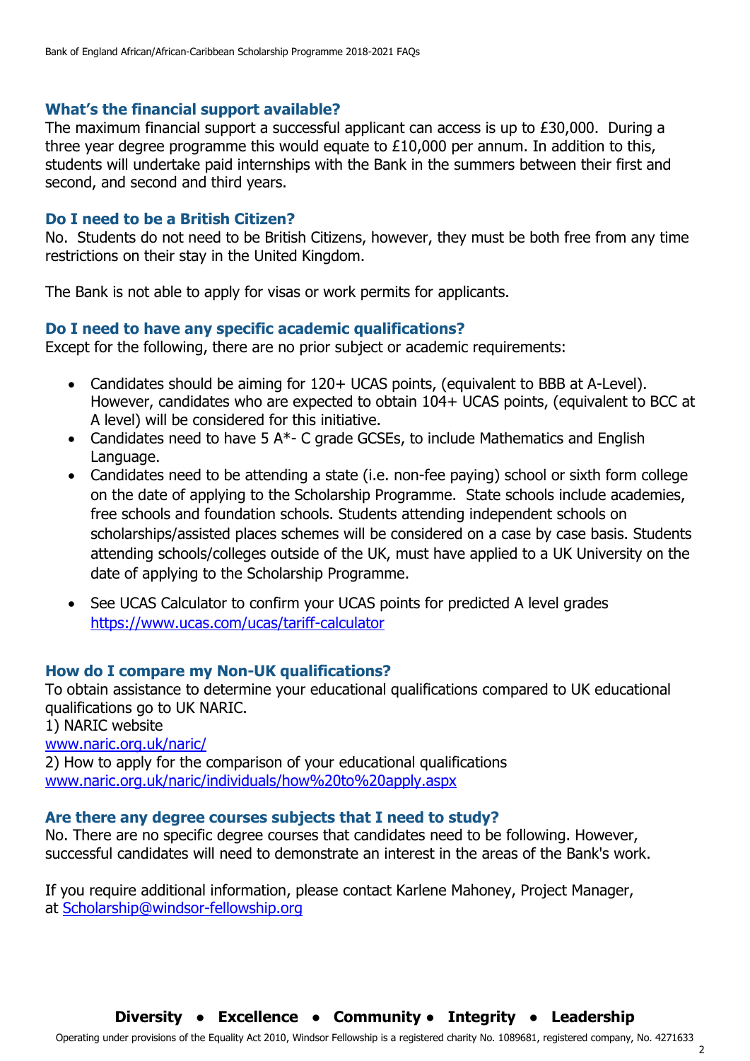## What's the financial support available?

The maximum financial support a successful applicant can access is up to £30,000. During a three year degree programme this would equate to £10,000 per annum. In addition to this, students will undertake paid internships with the Bank in the summers between their first and second, and second and third years.

## Do I need to be a British Citizen?

No. Students do not need to be British Citizens, however, they must be both free from any time restrictions on their stay in the United Kingdom.

The Bank is not able to apply for visas or work permits for applicants.

## Do I need to have any specific academic qualifications?

Except for the following, there are no prior subject or academic requirements:

- Candidates should be aiming for 120+ UCAS points, (equivalent to BBB at A-Level). However, candidates who are expected to obtain 104+ UCAS points, (equivalent to BCC at A level) will be considered for this initiative.
- Candidates need to have 5 A*- C grade GCSEs, to include Mathematics and English Language.
- Candidates need to be attending a state (i.e. non-fee paying) school or sixth form college on the date of applying to the Scholarship Programme. State schools include academies, free schools and foundation schools. Students attending independent schools on scholarships/assisted places schemes will be considered on a case by case basis. Students attending schools/colleges outside of the UK, must have applied to a UK University on the date of applying to the Scholarship Programme.
- See UCAS Calculator to confirm your UCAS points for predicted A level grades https://www.ucas.com/ucas/tariff-calculator

## How do I compare my Non-UK qualifications?

To obtain assistance to determine your educational qualifications compared to UK educational qualifications go to UK NARIC.

1) NARIC website
www.naric.org.uk/naric/

2) How to apply for the comparison of your educational qualifications
www.naric.org.uk/naric/individuals/how%20to%20apply.aspx

## Are there any degree courses subjects that I need to study?

No. There are no specific degree courses that candidates need to be following. However, successful candidates will need to demonstrate an interest in the areas of the Bank's work.

If you require additional information, please contact Karlene Mahoney, Project Manager, at Scholarship@windsor-fellowship.org

**Diversity • Excellence • Community • Integrity • Leadership**

Operating under provisions of the Equality Act 2010, Windsor Fellowship is a registered charity No. 1089681, registered company, No. 4271633